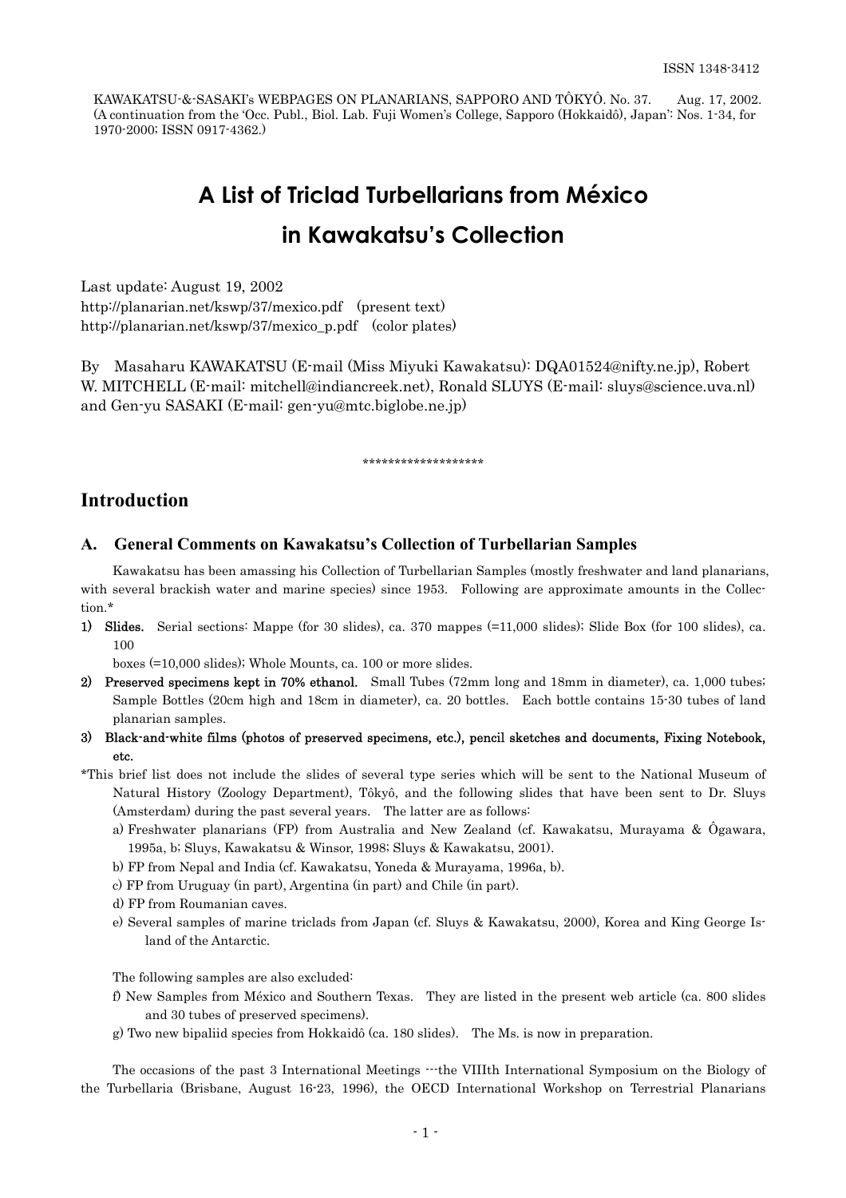ISSN 1348-3412

KAWAKATSU-&-SASAKI's WEBPAGES ON PLANARIANS, SAPPORO AND TÔKYÔ. No. 37. Aug. 17, 2002. (A continuation from the 'Occ. Publ., Biol. Lab. Fuji Women's College, Sapporo (Hokkaidô), Japan': Nos. 1-34, for 1970-2000; ISSN 0917-4362.)

# A List of Triclad Turbellarians from México in Kawakatsu's Collection

Last update: August 19, 2002
http://planarian.net/kswp/37/mexico.pdf (present text)
http://planarian.net/kswp/37/mexico_p.pdf (color plates)

By Masaharu KAWAKATSU (E-mail (Miss Miyuki Kawakatsu): DQA01524@nifty.ne.jp), Robert W. MITCHELL (E-mail: mitchell@indiancreek.net), Ronald SLUYS (E-mail: sluys@science.uva.nl) and Gen-yu SASAKI (E-mail: gen-yu@mtc.biglobe.ne.jp)

*******************

## Introduction

### A. General Comments on Kawakatsu's Collection of Turbellarian Samples

Kawakatsu has been amassing his Collection of Turbellarian Samples (mostly freshwater and land planarians, with several brackish water and marine species) since 1953. Following are approximate amounts in the Collection.*

1) **Slides.** Serial sections: Mappe (for 30 slides), ca. 370 mappes (=11,000 slides); Slide Box (for 100 slides), ca. 100 boxes (=10,000 slides); Whole Mounts, ca. 100 or more slides.
2) **Preserved specimens kept in 70% ethanol.** Small Tubes (72mm long and 18mm in diameter), ca. 1,000 tubes; Sample Bottles (20cm high and 18cm in diameter), ca. 20 bottles. Each bottle contains 15-30 tubes of land planarian samples.
3) **Black-and-white films (photos of preserved specimens, etc.), pencil sketches and documents, Fixing Notebook, etc.**

*This brief list does not include the slides of several type series which will be sent to the National Museum of Natural History (Zoology Department), Tôkyô, and the following slides that have been sent to Dr. Sluys (Amsterdam) during the past several years. The latter are as follows:

a) Freshwater planarians (FP) from Australia and New Zealand (cf. Kawakatsu, Murayama & Ôgawara, 1995a, b; Sluys, Kawakatsu & Winsor, 1998; Sluys & Kawakatsu, 2001).
b) FP from Nepal and India (cf. Kawakatsu, Yoneda & Murayama, 1996a, b).
c) FP from Uruguay (in part), Argentina (in part) and Chile (in part).
d) FP from Roumanian caves.
e) Several samples of marine triclads from Japan (cf. Sluys & Kawakatsu, 2000), Korea and King George Island of the Antarctic.

The following samples are also excluded:

f) New Samples from México and Southern Texas. They are listed in the present web article (ca. 800 slides and 30 tubes of preserved specimens).
g) Two new bipaliid species from Hokkaidô (ca. 180 slides). The Ms. is now in preparation.

The occasions of the past 3 International Meetings ---the VIIIth International Symposium on the Biology of the Turbellaria (Brisbane, August 16-23, 1996), the OECD International Workshop on Terrestrial Planarians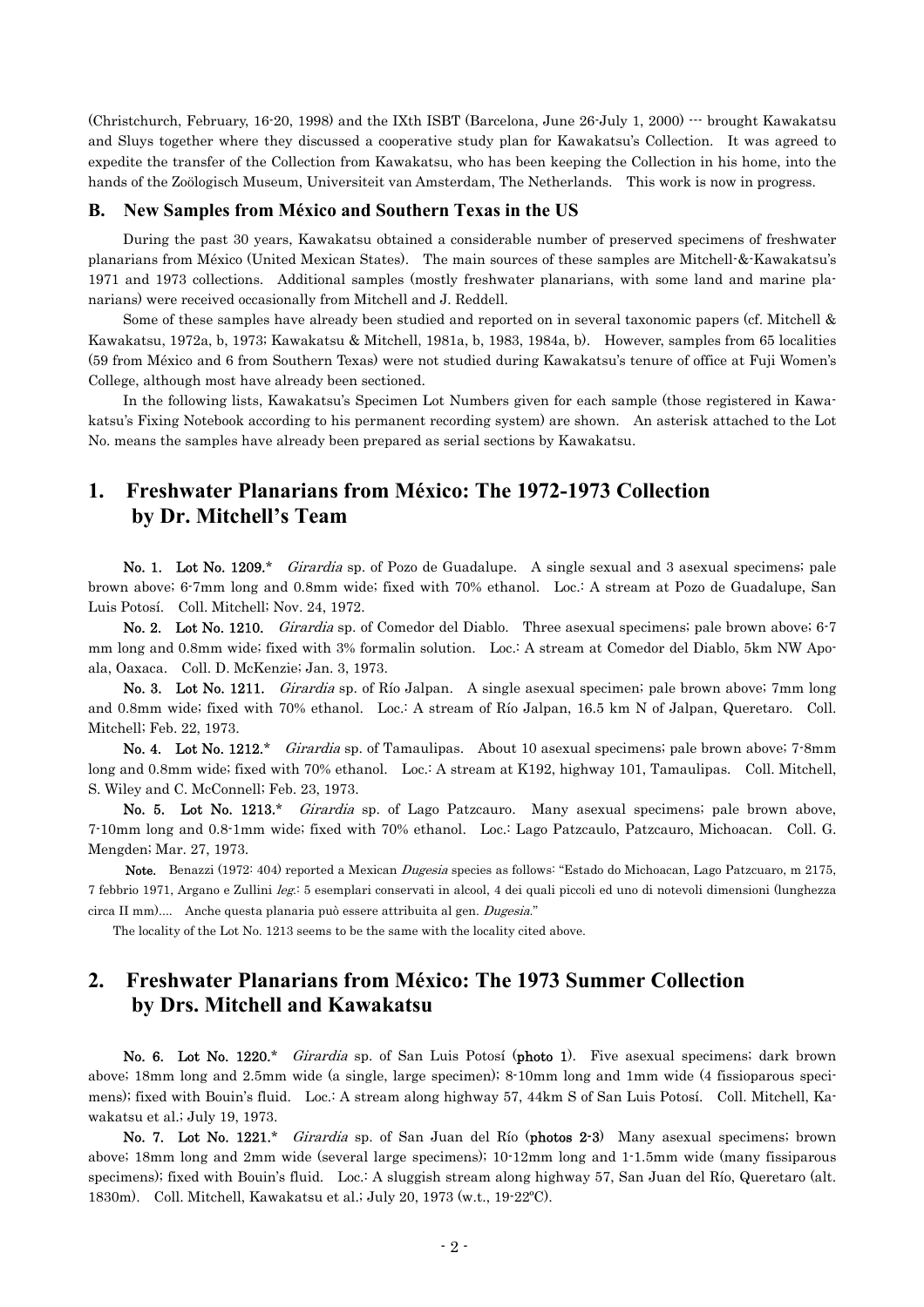(Christchurch, February, 16-20, 1998) and the IXth ISBT (Barcelona, June 26-July 1, 2000) --- brought Kawakatsu and Sluys together where they discussed a cooperative study plan for Kawakatsu's Collection. It was agreed to expedite the transfer of the Collection from Kawakatsu, who has been keeping the Collection in his home, into the hands of the Zoölogisch Museum, Universiteit van Amsterdam, The Netherlands. This work is now in progress.

### B. New Samples from México and Southern Texas in the US

During the past 30 years, Kawakatsu obtained a considerable number of preserved specimens of freshwater planarians from México (United Mexican States). The main sources of these samples are Mitchell-&-Kawakatsu's 1971 and 1973 collections. Additional samples (mostly freshwater planarians, with some land and marine planarians) were received occasionally from Mitchell and J. Reddell.

Some of these samples have already been studied and reported on in several taxonomic papers (cf. Mitchell & Kawakatsu, 1972a, b, 1973; Kawakatsu & Mitchell, 1981a, b, 1983, 1984a, b). However, samples from 65 localities (59 from México and 6 from Southern Texas) were not studied during Kawakatsu's tenure of office at Fuji Women's College, although most have already been sectioned.

In the following lists, Kawakatsu's Specimen Lot Numbers given for each sample (those registered in Kawakatsu's Fixing Notebook according to his permanent recording system) are shown. An asterisk attached to the Lot No. means the samples have already been prepared as serial sections by Kawakatsu.

## 1. Freshwater Planarians from México: The 1972-1973 Collection by Dr. Mitchell's Team

**No. 1. Lot No. 1209.*** *Girardia* sp. of Pozo de Guadalupe. A single sexual and 3 asexual specimens; pale brown above; 6-7mm long and 0.8mm wide; fixed with 70% ethanol. Loc.: A stream at Pozo de Guadalupe, San Luis Potosí. Coll. Mitchell; Nov. 24, 1972.

**No. 2. Lot No. 1210.** *Girardia* sp. of Comedor del Diablo. Three asexual specimens; pale brown above; 6-7 mm long and 0.8mm wide; fixed with 3% formalin solution. Loc.: A stream at Comedor del Diablo, 5km NW Apoala, Oaxaca. Coll. D. McKenzie; Jan. 3, 1973.

**No. 3. Lot No. 1211.** *Girardia* sp. of Río Jalpan. A single asexual specimen; pale brown above; 7mm long and 0.8mm wide; fixed with 70% ethanol. Loc.: A stream of Río Jalpan, 16.5 km N of Jalpan, Queretaro. Coll. Mitchell; Feb. 22, 1973.

**No. 4. Lot No. 1212.*** *Girardia* sp. of Tamaulipas. About 10 asexual specimens; pale brown above; 7-8mm long and 0.8mm wide; fixed with 70% ethanol. Loc.: A stream at K192, highway 101, Tamaulipas. Coll. Mitchell, S. Wiley and C. McConnell; Feb. 23, 1973.

**No. 5. Lot No. 1213.*** *Girardia* sp. of Lago Patzcauro. Many asexual specimens; pale brown above, 7-10mm long and 0.8-1mm wide; fixed with 70% ethanol. Loc.: Lago Patzcaulo, Patzcauro, Michoacan. Coll. G. Mengden; Mar. 27, 1973.

**Note.** Benazzi (1972: 404) reported a Mexican *Dugesia* species as follows: "Estado do Michoacan, Lago Patzcuaro, m 2175, 7 febbrio 1971, Argano e Zullini *leg.*: 5 esemplari conservati in alcool, 4 dei quali piccoli ed uno di notevoli dimensioni (lunghezza circa II mm).... Anche questa planaria può essere attribuita al gen. *Dugesia*."

The locality of the Lot No. 1213 seems to be the same with the locality cited above.

## 2. Freshwater Planarians from México: The 1973 Summer Collection by Drs. Mitchell and Kawakatsu

**No. 6. Lot No. 1220.*** *Girardia* sp. of San Luis Potosí (**photo 1**). Five asexual specimens; dark brown above; 18mm long and 2.5mm wide (a single, large specimen); 8-10mm long and 1mm wide (4 fissioparous specimens); fixed with Bouin's fluid. Loc.: A stream along highway 57, 44km S of San Luis Potosí. Coll. Mitchell, Kawakatsu et al.; July 19, 1973.

**No. 7. Lot No. 1221.*** *Girardia* sp. of San Juan del Río (**photos 2-3**) Many asexual specimens; brown above; 18mm long and 2mm wide (several large specimens); 10-12mm long and 1-1.5mm wide (many fissiparous specimens); fixed with Bouin's fluid. Loc.: A sluggish stream along highway 57, San Juan del Río, Queretaro (alt. 1830m). Coll. Mitchell, Kawakatsu et al.; July 20, 1973 (w.t., 19-22ºC).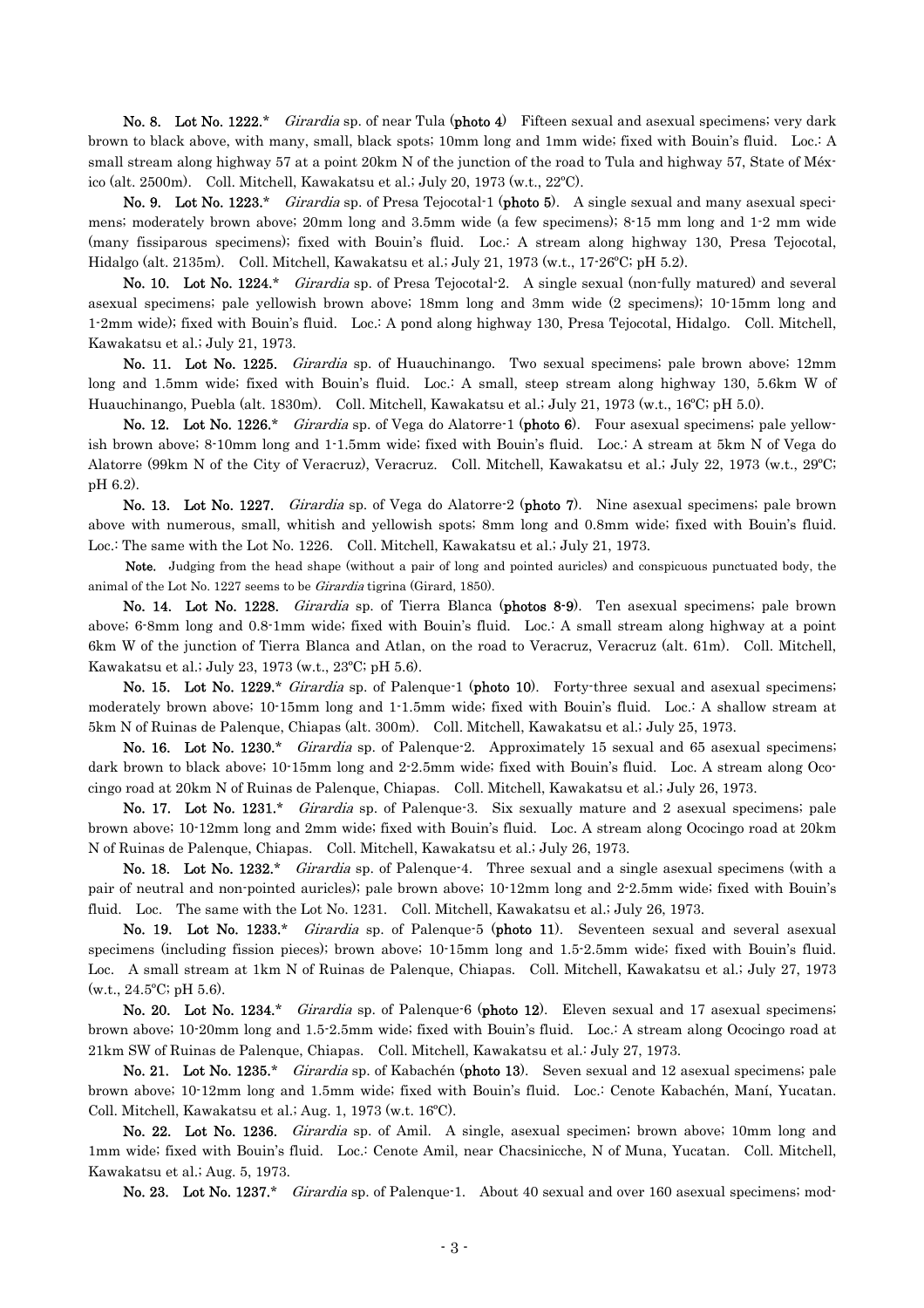**No. 8. Lot No. 1222.*** *Girardia* sp. of near Tula (**photo 4**) Fifteen sexual and asexual specimens; very dark brown to black above, with many, small, black spots; 10mm long and 1mm wide; fixed with Bouin's fluid. Loc.: A small stream along highway 57 at a point 20km N of the junction of the road to Tula and highway 57, State of México (alt. 2500m). Coll. Mitchell, Kawakatsu et al.; July 20, 1973 (w.t., 22ºC).

**No. 9. Lot No. 1223.*** *Girardia* sp. of Presa Tejocotal-1 (**photo 5**). A single sexual and many asexual specimens; moderately brown above; 20mm long and 3.5mm wide (a few specimens); 8-15 mm long and 1-2 mm wide (many fissiparous specimens); fixed with Bouin's fluid. Loc.: A stream along highway 130, Presa Tejocotal, Hidalgo (alt. 2135m). Coll. Mitchell, Kawakatsu et al.; July 21, 1973 (w.t., 17-26ºC; pH 5.2).

**No. 10. Lot No. 1224.*** *Girardia* sp. of Presa Tejocotal-2. A single sexual (non-fully matured) and several asexual specimens; pale yellowish brown above; 18mm long and 3mm wide (2 specimens); 10-15mm long and 1-2mm wide); fixed with Bouin's fluid. Loc.: A pond along highway 130, Presa Tejocotal, Hidalgo. Coll. Mitchell, Kawakatsu et al.; July 21, 1973.

**No. 11. Lot No. 1225.** *Girardia* sp. of Huauchinango. Two sexual specimens; pale brown above; 12mm long and 1.5mm wide; fixed with Bouin's fluid. Loc.: A small, steep stream along highway 130, 5.6km W of Huauchinango, Puebla (alt. 1830m). Coll. Mitchell, Kawakatsu et al.; July 21, 1973 (w.t., 16ºC; pH 5.0).

**No. 12. Lot No. 1226.*** *Girardia* sp. of Vega do Alatorre-1 (**photo 6**). Four asexual specimens; pale yellowish brown above; 8-10mm long and 1-1.5mm wide; fixed with Bouin's fluid. Loc.: A stream at 5km N of Vega do Alatorre (99km N of the City of Veracruz), Veracruz. Coll. Mitchell, Kawakatsu et al.; July 22, 1973 (w.t., 29ºC; pH 6.2).

**No. 13. Lot No. 1227.** *Girardia* sp. of Vega do Alatorre-2 (**photo 7**). Nine asexual specimens; pale brown above with numerous, small, whitish and yellowish spots; 8mm long and 0.8mm wide; fixed with Bouin's fluid. Loc.: The same with the Lot No. 1226. Coll. Mitchell, Kawakatsu et al.; July 21, 1973.

**Note.** Judging from the head shape (without a pair of long and pointed auricles) and conspicuous punctuated body, the animal of the Lot No. 1227 seems to be *Girardia* tigrina (Girard, 1850).

**No. 14. Lot No. 1228.** *Girardia* sp. of Tierra Blanca (**photos 8-9**). Ten asexual specimens; pale brown above; 6-8mm long and 0.8-1mm wide; fixed with Bouin's fluid. Loc.: A small stream along highway at a point 6km W of the junction of Tierra Blanca and Atlan, on the road to Veracruz, Veracruz (alt. 61m). Coll. Mitchell, Kawakatsu et al.; July 23, 1973 (w.t., 23ºC; pH 5.6).

**No. 15. Lot No. 1229.*** *Girardia* sp. of Palenque-1 (**photo 10**). Forty-three sexual and asexual specimens; moderately brown above; 10-15mm long and 1-1.5mm wide; fixed with Bouin's fluid. Loc.: A shallow stream at 5km N of Ruinas de Palenque, Chiapas (alt. 300m). Coll. Mitchell, Kawakatsu et al.; July 25, 1973.

**No. 16. Lot No. 1230.*** *Girardia* sp. of Palenque-2. Approximately 15 sexual and 65 asexual specimens; dark brown to black above; 10-15mm long and 2-2.5mm wide; fixed with Bouin's fluid. Loc. A stream along Ococingo road at 20km N of Ruinas de Palenque, Chiapas. Coll. Mitchell, Kawakatsu et al.; July 26, 1973.

**No. 17. Lot No. 1231.*** *Girardia* sp. of Palenque-3. Six sexually mature and 2 asexual specimens; pale brown above; 10-12mm long and 2mm wide; fixed with Bouin's fluid. Loc. A stream along Ococingo road at 20km N of Ruinas de Palenque, Chiapas. Coll. Mitchell, Kawakatsu et al.; July 26, 1973.

**No. 18. Lot No. 1232.*** *Girardia* sp. of Palenque-4. Three sexual and a single asexual specimens (with a pair of neutral and non-pointed auricles); pale brown above; 10-12mm long and 2-2.5mm wide; fixed with Bouin's fluid. Loc. The same with the Lot No. 1231. Coll. Mitchell, Kawakatsu et al.; July 26, 1973.

**No. 19. Lot No. 1233.*** *Girardia* sp. of Palenque-5 (**photo 11**). Seventeen sexual and several asexual specimens (including fission pieces); brown above; 10-15mm long and 1.5-2.5mm wide; fixed with Bouin's fluid. Loc. A small stream at 1km N of Ruinas de Palenque, Chiapas. Coll. Mitchell, Kawakatsu et al.; July 27, 1973 (w.t., 24.5ºC; pH 5.6).

**No. 20. Lot No. 1234.*** *Girardia* sp. of Palenque-6 (**photo 12**). Eleven sexual and 17 asexual specimens; brown above; 10-20mm long and 1.5-2.5mm wide; fixed with Bouin's fluid. Loc.: A stream along Ococingo road at 21km SW of Ruinas de Palenque, Chiapas. Coll. Mitchell, Kawakatsu et al.: July 27, 1973.

**No. 21. Lot No. 1235.*** *Girardia* sp. of Kabachén (**photo 13**). Seven sexual and 12 asexual specimens; pale brown above; 10-12mm long and 1.5mm wide; fixed with Bouin's fluid. Loc.: Cenote Kabachén, Maní, Yucatan. Coll. Mitchell, Kawakatsu et al.; Aug. 1, 1973 (w.t. 16ºC).

**No. 22. Lot No. 1236.** *Girardia* sp. of Amil. A single, asexual specimen; brown above; 10mm long and 1mm wide; fixed with Bouin's fluid. Loc.: Cenote Amil, near Chacsinicche, N of Muna, Yucatan. Coll. Mitchell, Kawakatsu et al.; Aug. 5, 1973.

**No. 23. Lot No. 1237.*** *Girardia* sp. of Palenque-1. About 40 sexual and over 160 asexual specimens; mod-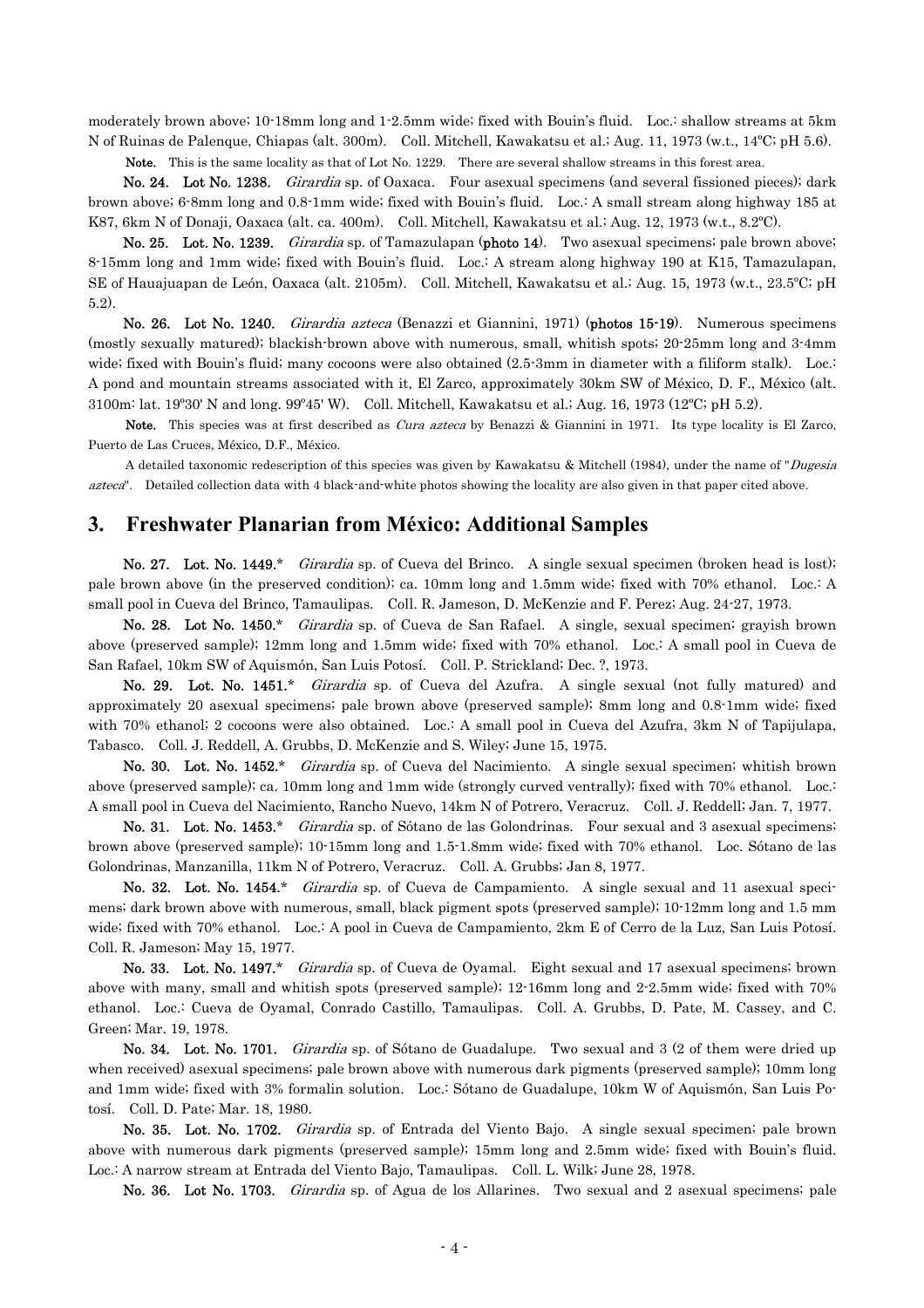moderately brown above; 10-18mm long and 1-2.5mm wide; fixed with Bouin's fluid. Loc.: shallow streams at 5km N of Ruinas de Palenque, Chiapas (alt. 300m). Coll. Mitchell, Kawakatsu et al.; Aug. 11, 1973 (w.t., 14ºC; pH 5.6).

**Note.** This is the same locality as that of Lot No. 1229. There are several shallow streams in this forest area.

**No. 24. Lot No. 1238.** *Girardia* sp. of Oaxaca. Four asexual specimens (and several fissioned pieces); dark brown above; 6-8mm long and 0.8-1mm wide; fixed with Bouin's fluid. Loc.: A small stream along highway 185 at K87, 6km N of Donaji, Oaxaca (alt. ca. 400m). Coll. Mitchell, Kawakatsu et al.; Aug. 12, 1973 (w.t., 8.2ºC).

**No. 25. Lot. No. 1239.** *Girardia* sp. of Tamazulapan (**photo 14**). Two asexual specimens; pale brown above; 8-15mm long and 1mm wide; fixed with Bouin's fluid. Loc.: A stream along highway 190 at K15, Tamazulapan, SE of Hauajuapan de León, Oaxaca (alt. 2105m). Coll. Mitchell, Kawakatsu et al.; Aug. 15, 1973 (w.t., 23.5ºC; pH 5.2).

**No. 26. Lot No. 1240.** *Girardia azteca* (Benazzi et Giannini, 1971) (**photos 15-19**). Numerous specimens (mostly sexually matured); blackish-brown above with numerous, small, whitish spots; 20-25mm long and 3-4mm wide; fixed with Bouin's fluid; many cocoons were also obtained (2.5-3mm in diameter with a filiform stalk). Loc.: A pond and mountain streams associated with it, El Zarco, approximately 30km SW of México, D. F., México (alt. 3100m: lat. 19º30' N and long. 99º45' W). Coll. Mitchell, Kawakatsu et al.; Aug. 16, 1973 (12ºC; pH 5.2).

**Note.** This species was at first described as *Cura azteca* by Benazzi & Giannini in 1971. Its type locality is El Zarco, Puerto de Las Cruces, México, D.F., México.

A detailed taxonomic redescription of this species was given by Kawakatsu & Mitchell (1984), under the name of "*Dugesia azteca*". Detailed collection data with 4 black-and-white photos showing the locality are also given in that paper cited above.

## 3. Freshwater Planarian from México: Additional Samples

**No. 27. Lot. No. 1449.*** *Girardia* sp. of Cueva del Brinco. A single sexual specimen (broken head is lost); pale brown above (in the preserved condition); ca. 10mm long and 1.5mm wide; fixed with 70% ethanol. Loc.: A small pool in Cueva del Brinco, Tamaulipas. Coll. R. Jameson, D. McKenzie and F. Perez; Aug. 24-27, 1973.

**No. 28. Lot No. 1450.*** *Girardia* sp. of Cueva de San Rafael. A single, sexual specimen; grayish brown above (preserved sample); 12mm long and 1.5mm wide; fixed with 70% ethanol. Loc.: A small pool in Cueva de San Rafael, 10km SW of Aquismón, San Luis Potosí. Coll. P. Strickland; Dec. ?, 1973.

**No. 29. Lot. No. 1451.*** *Girardia* sp. of Cueva del Azufra. A single sexual (not fully matured) and approximately 20 asexual specimens; pale brown above (preserved sample); 8mm long and 0.8-1mm wide; fixed with 70% ethanol; 2 cocoons were also obtained. Loc.: A small pool in Cueva del Azufra, 3km N of Tapijulapa, Tabasco. Coll. J. Reddell, A. Grubbs, D. McKenzie and S. Wiley; June 15, 1975.

**No. 30. Lot. No. 1452.*** *Girardia* sp. of Cueva del Nacimiento. A single sexual specimen; whitish brown above (preserved sample); ca. 10mm long and 1mm wide (strongly curved ventrally); fixed with 70% ethanol. Loc.: A small pool in Cueva del Nacimiento, Rancho Nuevo, 14km N of Potrero, Veracruz. Coll. J. Reddell; Jan. 7, 1977.

**No. 31. Lot. No. 1453.*** *Girardia* sp. of Sótano de las Golondrinas. Four sexual and 3 asexual specimens; brown above (preserved sample); 10-15mm long and 1.5-1.8mm wide; fixed with 70% ethanol. Loc. Sótano de las Golondrinas, Manzanilla, 11km N of Potrero, Veracruz. Coll. A. Grubbs; Jan 8, 1977.

**No. 32. Lot. No. 1454.*** *Girardia* sp. of Cueva de Campamiento. A single sexual and 11 asexual specimens; dark brown above with numerous, small, black pigment spots (preserved sample); 10-12mm long and 1.5 mm wide; fixed with 70% ethanol. Loc.: A pool in Cueva de Campamiento, 2km E of Cerro de la Luz, San Luis Potosí. Coll. R. Jameson; May 15, 1977.

**No. 33. Lot. No. 1497.*** *Girardia* sp. of Cueva de Oyamal. Eight sexual and 17 asexual specimens; brown above with many, small and whitish spots (preserved sample); 12-16mm long and 2-2.5mm wide; fixed with 70% ethanol. Loc.: Cueva de Oyamal, Conrado Castillo, Tamaulipas. Coll. A. Grubbs, D. Pate, M. Cassey, and C. Green; Mar. 19, 1978.

**No. 34. Lot. No. 1701.** *Girardia* sp. of Sótano de Guadalupe. Two sexual and 3 (2 of them were dried up when received) asexual specimens; pale brown above with numerous dark pigments (preserved sample); 10mm long and 1mm wide; fixed with 3% formalin solution. Loc.: Sótano de Guadalupe, 10km W of Aquismón, San Luis Potosí. Coll. D. Pate; Mar. 18, 1980.

**No. 35. Lot. No. 1702.** *Girardia* sp. of Entrada del Viento Bajo. A single sexual specimen; pale brown above with numerous dark pigments (preserved sample); 15mm long and 2.5mm wide; fixed with Bouin's fluid. Loc.: A narrow stream at Entrada del Viento Bajo, Tamaulipas. Coll. L. Wilk; June 28, 1978.

**No. 36. Lot No. 1703.** *Girardia* sp. of Agua de los Allarines. Two sexual and 2 asexual specimens; pale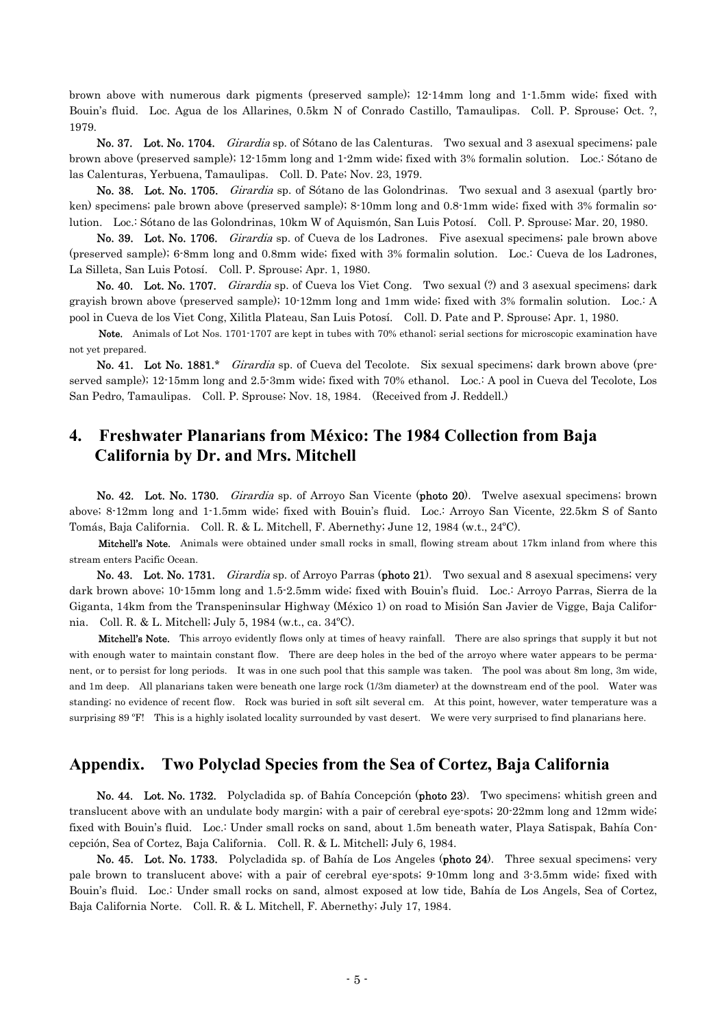brown above with numerous dark pigments (preserved sample); 12-14mm long and 1-1.5mm wide; fixed with Bouin's fluid. Loc. Agua de los Allarines, 0.5km N of Conrado Castillo, Tamaulipas. Coll. P. Sprouse; Oct. ?, 1979.

**No. 37. Lot. No. 1704.** *Girardia* sp. of Sótano de las Calenturas. Two sexual and 3 asexual specimens; pale brown above (preserved sample); 12-15mm long and 1-2mm wide; fixed with 3% formalin solution. Loc.: Sótano de las Calenturas, Yerbuena, Tamaulipas. Coll. D. Pate; Nov. 23, 1979.

**No. 38. Lot. No. 1705.** *Girardia* sp. of Sótano de las Golondrinas. Two sexual and 3 asexual (partly broken) specimens; pale brown above (preserved sample); 8-10mm long and 0.8-1mm wide; fixed with 3% formalin solution. Loc.: Sótano de las Golondrinas, 10km W of Aquismón, San Luis Potosí. Coll. P. Sprouse; Mar. 20, 1980.

**No. 39. Lot. No. 1706.** *Girardia* sp. of Cueva de los Ladrones. Five asexual specimens; pale brown above (preserved sample); 6-8mm long and 0.8mm wide; fixed with 3% formalin solution. Loc.: Cueva de los Ladrones, La Silleta, San Luis Potosí. Coll. P. Sprouse; Apr. 1, 1980.

**No. 40. Lot. No. 1707.** *Girardia* sp. of Cueva los Viet Cong. Two sexual (?) and 3 asexual specimens; dark grayish brown above (preserved sample); 10-12mm long and 1mm wide; fixed with 3% formalin solution. Loc.: A pool in Cueva de los Viet Cong, Xilitla Plateau, San Luis Potosí. Coll. D. Pate and P. Sprouse; Apr. 1, 1980.

**Note.** Animals of Lot Nos. 1701-1707 are kept in tubes with 70% ethanol; serial sections for microscopic examination have not yet prepared.

**No. 41. Lot No. 1881.*** *Girardia* sp. of Cueva del Tecolote. Six sexual specimens; dark brown above (preserved sample); 12-15mm long and 2.5-3mm wide; fixed with 70% ethanol. Loc.: A pool in Cueva del Tecolote, Los San Pedro, Tamaulipas. Coll. P. Sprouse; Nov. 18, 1984. (Received from J. Reddell.)

## 4. Freshwater Planarians from México: The 1984 Collection from Baja California by Dr. and Mrs. Mitchell

**No. 42. Lot. No. 1730.** *Girardia* sp. of Arroyo San Vicente (**photo 20**). Twelve asexual specimens; brown above; 8-12mm long and 1-1.5mm wide; fixed with Bouin's fluid. Loc.: Arroyo San Vicente, 22.5km S of Santo Tomás, Baja California. Coll. R. & L. Mitchell, F. Abernethy; June 12, 1984 (w.t., 24ºC).

**Mitchell's Note.** Animals were obtained under small rocks in small, flowing stream about 17km inland from where this stream enters Pacific Ocean.

**No. 43. Lot. No. 1731.** *Girardia* sp. of Arroyo Parras (**photo 21**). Two sexual and 8 asexual specimens; very dark brown above; 10-15mm long and 1.5-2.5mm wide; fixed with Bouin's fluid. Loc.: Arroyo Parras, Sierra de la Giganta, 14km from the Transpeninsular Highway (México 1) on road to Misión San Javier de Vigge, Baja California. Coll. R. & L. Mitchell; July 5, 1984 (w.t., ca. 34ºC).

**Mitchell's Note.** This arroyo evidently flows only at times of heavy rainfall. There are also springs that supply it but not with enough water to maintain constant flow. There are deep holes in the bed of the arroyo where water appears to be permanent, or to persist for long periods. It was in one such pool that this sample was taken. The pool was about 8m long, 3m wide, and 1m deep. All planarians taken were beneath one large rock (1/3m diameter) at the downstream end of the pool. Water was standing; no evidence of recent flow. Rock was buried in soft silt several cm. At this point, however, water temperature was a surprising 89 ºF! This is a highly isolated locality surrounded by vast desert. We were very surprised to find planarians here.

## Appendix. Two Polyclad Species from the Sea of Cortez, Baja California

**No. 44. Lot. No. 1732.** Polycladida sp. of Bahía Concepción (**photo 23**). Two specimens; whitish green and translucent above with an undulate body margin; with a pair of cerebral eye-spots; 20-22mm long and 12mm wide; fixed with Bouin's fluid. Loc.: Under small rocks on sand, about 1.5m beneath water, Playa Satispak, Bahía Concepción, Sea of Cortez, Baja California. Coll. R. & L. Mitchell; July 6, 1984.

**No. 45. Lot. No. 1733.** Polycladida sp. of Bahía de Los Angeles (**photo 24**). Three sexual specimens; very pale brown to translucent above; with a pair of cerebral eye-spots; 9-10mm long and 3-3.5mm wide; fixed with Bouin's fluid. Loc.: Under small rocks on sand, almost exposed at low tide, Bahía de Los Angels, Sea of Cortez, Baja California Norte. Coll. R. & L. Mitchell, F. Abernethy; July 17, 1984.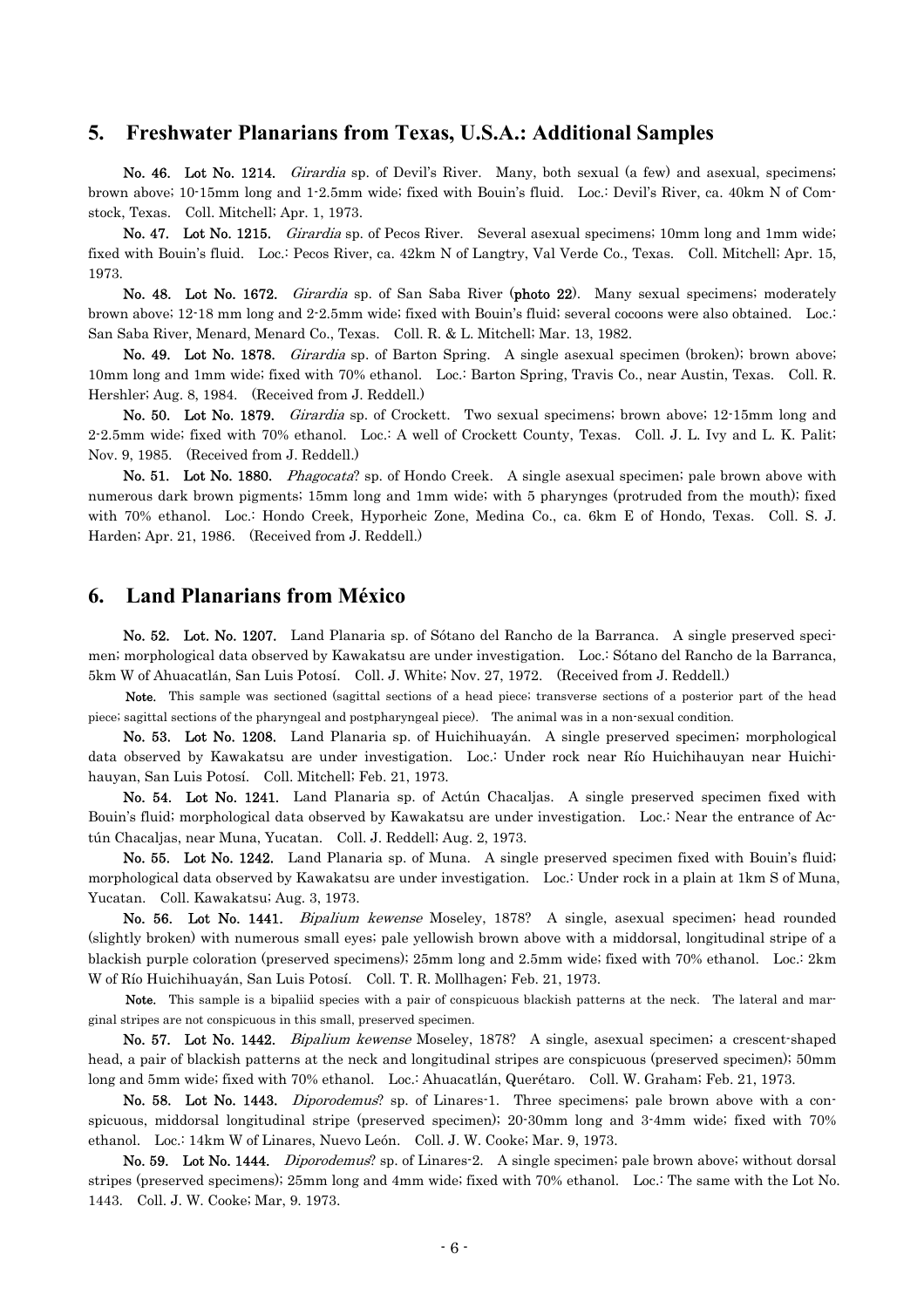## 5. Freshwater Planarians from Texas, U.S.A.: Additional Samples

**No. 46. Lot No. 1214.** *Girardia* sp. of Devil's River. Many, both sexual (a few) and asexual, specimens; brown above; 10-15mm long and 1-2.5mm wide; fixed with Bouin's fluid. Loc.: Devil's River, ca. 40km N of Comstock, Texas. Coll. Mitchell; Apr. 1, 1973.

**No. 47. Lot No. 1215.** *Girardia* sp. of Pecos River. Several asexual specimens; 10mm long and 1mm wide; fixed with Bouin's fluid. Loc.: Pecos River, ca. 42km N of Langtry, Val Verde Co., Texas. Coll. Mitchell; Apr. 15, 1973.

**No. 48. Lot No. 1672.** *Girardia* sp. of San Saba River (**photo 22**). Many sexual specimens; moderately brown above; 12-18 mm long and 2-2.5mm wide; fixed with Bouin's fluid; several cocoons were also obtained. Loc.: San Saba River, Menard, Menard Co., Texas. Coll. R. & L. Mitchell; Mar. 13, 1982.

**No. 49. Lot No. 1878.** *Girardia* sp. of Barton Spring. A single asexual specimen (broken); brown above; 10mm long and 1mm wide; fixed with 70% ethanol. Loc.: Barton Spring, Travis Co., near Austin, Texas. Coll. R. Hershler; Aug. 8, 1984. (Received from J. Reddell.)

**No. 50. Lot No. 1879.** *Girardia* sp. of Crockett. Two sexual specimens; brown above; 12-15mm long and 2-2.5mm wide; fixed with 70% ethanol. Loc.: A well of Crockett County, Texas. Coll. J. L. Ivy and L. K. Palit; Nov. 9, 1985. (Received from J. Reddell.)

**No. 51. Lot No. 1880.** *Phagocata*? sp. of Hondo Creek. A single asexual specimen; pale brown above with numerous dark brown pigments; 15mm long and 1mm wide; with 5 pharynges (protruded from the mouth); fixed with 70% ethanol. Loc.: Hondo Creek, Hyporheic Zone, Medina Co., ca. 6km E of Hondo, Texas. Coll. S. J. Harden; Apr. 21, 1986. (Received from J. Reddell.)

## 6. Land Planarians from México

**No. 52. Lot. No. 1207.** Land Planaria sp. of Sótano del Rancho de la Barranca. A single preserved specimen; morphological data observed by Kawakatsu are under investigation. Loc.: Sótano del Rancho de la Barranca, 5km W of Ahuacatlán, San Luis Potosí. Coll. J. White; Nov. 27, 1972. (Received from J. Reddell.)

**Note.** This sample was sectioned (sagittal sections of a head piece; transverse sections of a posterior part of the head piece; sagittal sections of the pharyngeal and postpharyngeal piece). The animal was in a non-sexual condition.

**No. 53. Lot No. 1208.** Land Planaria sp. of Huichihuayán. A single preserved specimen; morphological data observed by Kawakatsu are under investigation. Loc.: Under rock near Río Huichihauyan near Huichihauyan, San Luis Potosí. Coll. Mitchell; Feb. 21, 1973.

**No. 54. Lot No. 1241.** Land Planaria sp. of Actún Chacaljas. A single preserved specimen fixed with Bouin's fluid; morphological data observed by Kawakatsu are under investigation. Loc.: Near the entrance of Actún Chacaljas, near Muna, Yucatan. Coll. J. Reddell; Aug. 2, 1973.

**No. 55. Lot No. 1242.** Land Planaria sp. of Muna. A single preserved specimen fixed with Bouin's fluid; morphological data observed by Kawakatsu are under investigation. Loc.: Under rock in a plain at 1km S of Muna, Yucatan. Coll. Kawakatsu; Aug. 3, 1973.

**No. 56. Lot No. 1441.** *Bipalium kewense* Moseley, 1878? A single, asexual specimen; head rounded (slightly broken) with numerous small eyes; pale yellowish brown above with a middorsal, longitudinal stripe of a blackish purple coloration (preserved specimens); 25mm long and 2.5mm wide; fixed with 70% ethanol. Loc.: 2km W of Río Huichihuayán, San Luis Potosí. Coll. T. R. Mollhagen; Feb. 21, 1973.

**Note.** This sample is a bipaliid species with a pair of conspicuous blackish patterns at the neck. The lateral and marginal stripes are not conspicuous in this small, preserved specimen.

**No. 57. Lot No. 1442.** *Bipalium kewense* Moseley, 1878? A single, asexual specimen; a crescent-shaped head, a pair of blackish patterns at the neck and longitudinal stripes are conspicuous (preserved specimen); 50mm long and 5mm wide; fixed with 70% ethanol. Loc.: Ahuacatlán, Querétaro. Coll. W. Graham; Feb. 21, 1973.

**No. 58. Lot No. 1443.** *Diporodemus*? sp. of Linares-1. Three specimens; pale brown above with a conspicuous, middorsal longitudinal stripe (preserved specimen); 20-30mm long and 3-4mm wide; fixed with 70% ethanol. Loc.: 14km W of Linares, Nuevo León. Coll. J. W. Cooke; Mar. 9, 1973.

**No. 59. Lot No. 1444.** *Diporodemus*? sp. of Linares-2. A single specimen; pale brown above; without dorsal stripes (preserved specimens); 25mm long and 4mm wide; fixed with 70% ethanol. Loc.: The same with the Lot No. 1443. Coll. J. W. Cooke; Mar, 9. 1973.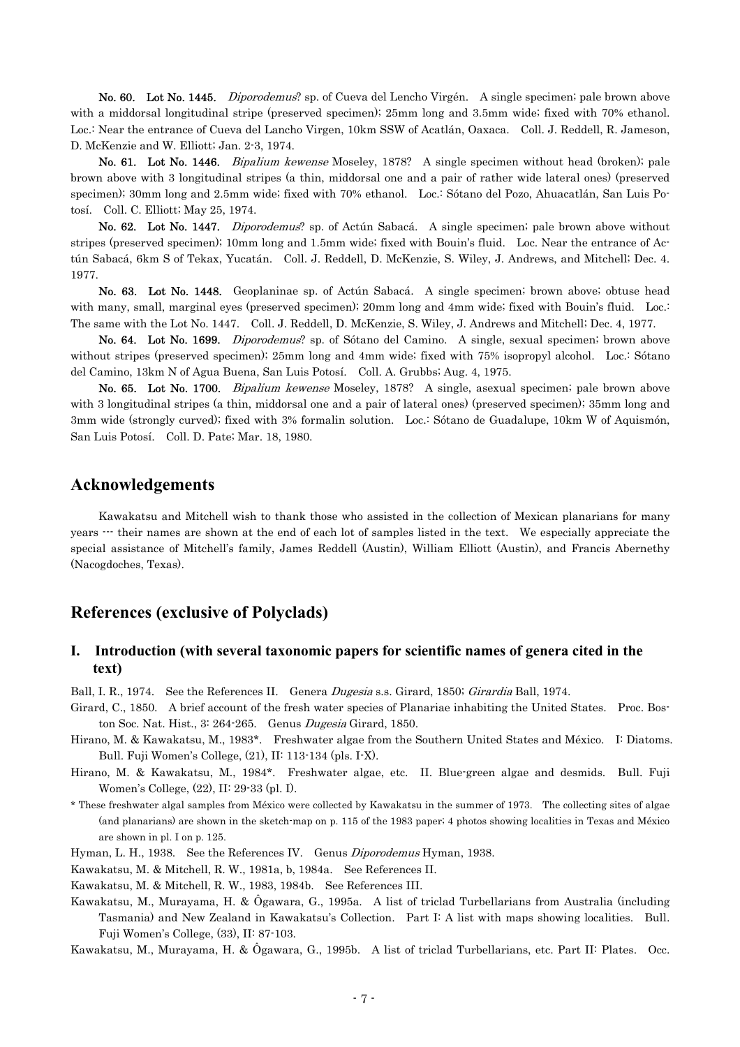**No. 60. Lot No. 1445.** *Diporodemus*? sp. of Cueva del Lencho Virgén. A single specimen; pale brown above with a middorsal longitudinal stripe (preserved specimen); 25mm long and 3.5mm wide; fixed with 70% ethanol. Loc.: Near the entrance of Cueva del Lancho Virgen, 10km SSW of Acatlán, Oaxaca. Coll. J. Reddell, R. Jameson, D. McKenzie and W. Elliott; Jan. 2-3, 1974.

**No. 61. Lot No. 1446.** *Bipalium kewense* Moseley, 1878? A single specimen without head (broken); pale brown above with 3 longitudinal stripes (a thin, middorsal one and a pair of rather wide lateral ones) (preserved specimen); 30mm long and 2.5mm wide; fixed with 70% ethanol. Loc.: Sótano del Pozo, Ahuacatlán, San Luis Potosí. Coll. C. Elliott; May 25, 1974.

**No. 62. Lot No. 1447.** *Diporodemus*? sp. of Actún Sabacá. A single specimen; pale brown above without stripes (preserved specimen); 10mm long and 1.5mm wide; fixed with Bouin's fluid. Loc. Near the entrance of Actún Sabacá, 6km S of Tekax, Yucatán. Coll. J. Reddell, D. McKenzie, S. Wiley, J. Andrews, and Mitchell; Dec. 4. 1977.

**No. 63. Lot No. 1448.** Geoplaninae sp. of Actún Sabacá. A single specimen; brown above; obtuse head with many, small, marginal eyes (preserved specimen); 20mm long and 4mm wide; fixed with Bouin's fluid. Loc.: The same with the Lot No. 1447. Coll. J. Reddell, D. McKenzie, S. Wiley, J. Andrews and Mitchell; Dec. 4, 1977.

**No. 64. Lot No. 1699.** *Diporodemus*? sp. of Sótano del Camino. A single, sexual specimen; brown above without stripes (preserved specimen); 25mm long and 4mm wide; fixed with 75% isopropyl alcohol. Loc.: Sótano del Camino, 13km N of Agua Buena, San Luis Potosí. Coll. A. Grubbs; Aug. 4, 1975.

**No. 65. Lot No. 1700.** *Bipalium kewense* Moseley, 1878? A single, asexual specimen; pale brown above with 3 longitudinal stripes (a thin, middorsal one and a pair of lateral ones) (preserved specimen); 35mm long and 3mm wide (strongly curved); fixed with 3% formalin solution. Loc.: Sótano de Guadalupe, 10km W of Aquismón, San Luis Potosí. Coll. D. Pate; Mar. 18, 1980.

## Acknowledgements

Kawakatsu and Mitchell wish to thank those who assisted in the collection of Mexican planarians for many years --- their names are shown at the end of each lot of samples listed in the text. We especially appreciate the special assistance of Mitchell's family, James Reddell (Austin), William Elliott (Austin), and Francis Abernethy (Nacogdoches, Texas).

## References (exclusive of Polyclads)

### I. Introduction (with several taxonomic papers for scientific names of genera cited in the text)

Ball, I. R., 1974. See the References II. Genera *Dugesia* s.s. Girard, 1850; *Girardia* Ball, 1974.

Girard, C., 1850. A brief account of the fresh water species of Planariae inhabiting the United States. Proc. Boston Soc. Nat. Hist., 3: 264-265. Genus *Dugesia* Girard, 1850.

Hirano, M. & Kawakatsu, M., 1983*. Freshwater algae from the Southern United States and México. I: Diatoms. Bull. Fuji Women's College, (21), II: 113-134 (pls. I-X).

Hirano, M. & Kawakatsu, M., 1984*. Freshwater algae, etc. II. Blue-green algae and desmids. Bull. Fuji Women's College, (22), II: 29-33 (pl. I).

\* These freshwater algal samples from México were collected by Kawakatsu in the summer of 1973. The collecting sites of algae (and planarians) are shown in the sketch-map on p. 115 of the 1983 paper; 4 photos showing localities in Texas and México are shown in pl. I on p. 125.

Hyman, L. H., 1938. See the References IV. Genus *Diporodemus* Hyman, 1938.

Kawakatsu, M. & Mitchell, R. W., 1981a, b, 1984a. See References II.

Kawakatsu, M. & Mitchell, R. W., 1983, 1984b. See References III.

Kawakatsu, M., Murayama, H. & Ôgawara, G., 1995a. A list of triclad Turbellarians from Australia (including Tasmania) and New Zealand in Kawakatsu's Collection. Part I: A list with maps showing localities. Bull. Fuji Women's College, (33), II: 87-103.

Kawakatsu, M., Murayama, H. & Ôgawara, G., 1995b. A list of triclad Turbellarians, etc. Part II: Plates. Occ.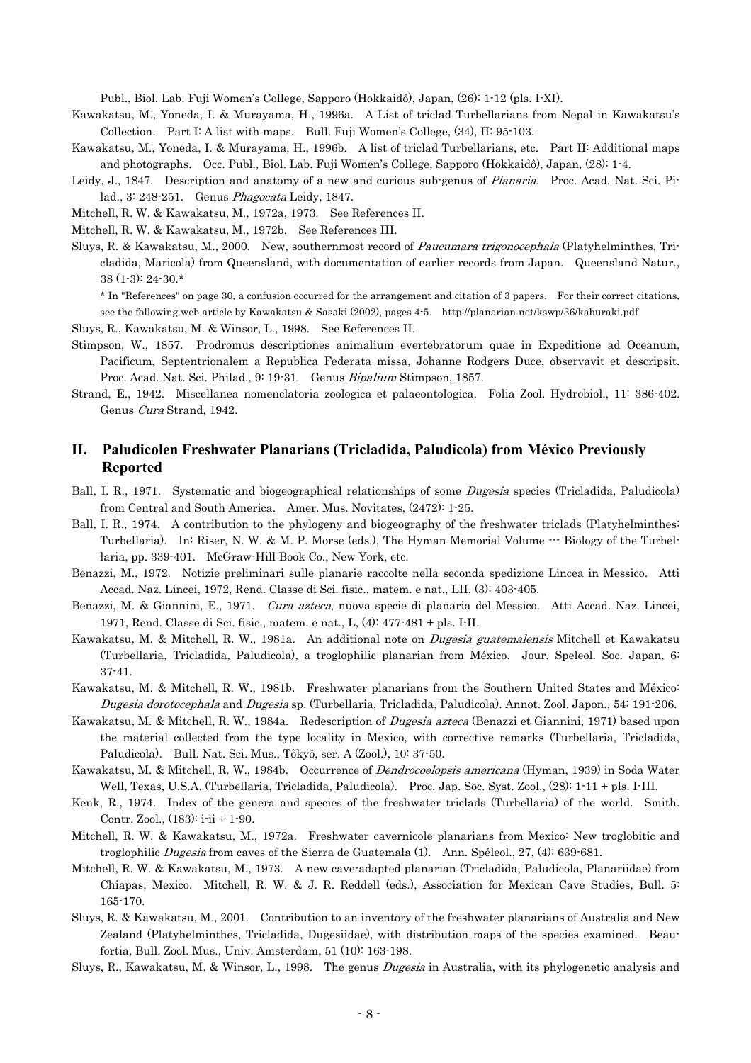Publ., Biol. Lab. Fuji Women's College, Sapporo (Hokkaidô), Japan, (26): 1-12 (pls. I-XI).

Kawakatsu, M., Yoneda, I. & Murayama, H., 1996a. A List of triclad Turbellarians from Nepal in Kawakatsu's Collection. Part I: A list with maps. Bull. Fuji Women's College, (34), II: 95-103.

Kawakatsu, M., Yoneda, I. & Murayama, H., 1996b. A list of triclad Turbellarians, etc. Part II: Additional maps and photographs. Occ. Publ., Biol. Lab. Fuji Women's College, Sapporo (Hokkaidô), Japan, (28): 1-4.

Leidy, J., 1847. Description and anatomy of a new and curious sub-genus of *Planaria*. Proc. Acad. Nat. Sci. Pilad., 3: 248-251. Genus *Phagocata* Leidy, 1847.

Mitchell, R. W. & Kawakatsu, M., 1972a, 1973. See References II.

Mitchell, R. W. & Kawakatsu, M., 1972b. See References III.

Sluys, R. & Kawakatsu, M., 2000. New, southernmost record of *Paucumara trigonocephala* (Platyhelminthes, Tricladida, Maricola) from Queensland, with documentation of earlier records from Japan. Queensland Natur., 38 (1-3): 24-30.*

\* In "References" on page 30, a confusion occurred for the arrangement and citation of 3 papers. For their correct citations, see the following web article by Kawakatsu & Sasaki (2002), pages 4-5. http://planarian.net/kswp/36/kaburaki.pdf

Sluys, R., Kawakatsu, M. & Winsor, L., 1998. See References II.

Stimpson, W., 1857. Prodromus descriptiones animalium evertebratorum quae in Expeditione ad Oceanum, Pacificum, Septentrionalem a Republica Federata missa, Johanne Rodgers Duce, observavit et descripsit. Proc. Acad. Nat. Sci. Philad., 9: 19-31. Genus *Bipalium* Stimpson, 1857.

Strand, E., 1942. Miscellanea nomenclatoria zoologica et palaeontologica. Folia Zool. Hydrobiol., 11: 386-402. Genus *Cura* Strand, 1942.

## II. Paludicolen Freshwater Planarians (Tricladida, Paludicola) from México Previously Reported

Ball, I. R., 1971. Systematic and biogeographical relationships of some *Dugesia* species (Tricladida, Paludicola) from Central and South America. Amer. Mus. Novitates, (2472): 1-25.

Ball, I. R., 1974. A contribution to the phylogeny and biogeography of the freshwater triclads (Platyhelminthes: Turbellaria). In: Riser, N. W. & M. P. Morse (eds.), The Hyman Memorial Volume --- Biology of the Turbellaria, pp. 339-401. McGraw-Hill Book Co., New York, etc.

Benazzi, M., 1972. Notizie preliminari sulle planarie raccolte nella seconda spedizione Lincea in Messico. Atti Accad. Naz. Lincei, 1972, Rend. Classe di Sci. fisic., matem. e nat., LII, (3): 403-405.

Benazzi, M. & Giannini, E., 1971. *Cura azteca*, nuova specie di planaria del Messico. Atti Accad. Naz. Lincei, 1971, Rend. Classe di Sci. fisic., matem. e nat., L, (4): 477-481 + pls. I-II.

Kawakatsu, M. & Mitchell, R. W., 1981a. An additional note on *Dugesia guatemalensis* Mitchell et Kawakatsu (Turbellaria, Tricladida, Paludicola), a troglophilic planarian from México. Jour. Speleol. Soc. Japan, 6: 37-41.

Kawakatsu, M. & Mitchell, R. W., 1981b. Freshwater planarians from the Southern United States and México: *Dugesia dorotocephala* and *Dugesia* sp. (Turbellaria, Tricladida, Paludicola). Annot. Zool. Japon., 54: 191-206.

Kawakatsu, M. & Mitchell, R. W., 1984a. Redescription of *Dugesia azteca* (Benazzi et Giannini, 1971) based upon the material collected from the type locality in Mexico, with corrective remarks (Turbellaria, Tricladida, Paludicola). Bull. Nat. Sci. Mus., Tôkyô, ser. A (Zool.), 10: 37-50.

Kawakatsu, M. & Mitchell, R. W., 1984b. Occurrence of *Dendrocoelopsis americana* (Hyman, 1939) in Soda Water Well, Texas, U.S.A. (Turbellaria, Tricladida, Paludicola). Proc. Jap. Soc. Syst. Zool., (28): 1-11 + pls. I-III.

Kenk, R., 1974. Index of the genera and species of the freshwater triclads (Turbellaria) of the world. Smith. Contr. Zool., (183): i-ii + 1-90.

Mitchell, R. W. & Kawakatsu, M., 1972a. Freshwater cavernicole planarians from Mexico: New troglobitic and troglophilic *Dugesia* from caves of the Sierra de Guatemala (1). Ann. Spéleol., 27, (4): 639-681.

Mitchell, R. W. & Kawakatsu, M., 1973. A new cave-adapted planarian (Tricladida, Paludicola, Planariidae) from Chiapas, Mexico. Mitchell, R. W. & J. R. Reddell (eds.), Association for Mexican Cave Studies, Bull. 5: 165-170.

Sluys, R. & Kawakatsu, M., 2001. Contribution to an inventory of the freshwater planarians of Australia and New Zealand (Platyhelminthes, Tricladida, Dugesiidae), with distribution maps of the species examined. Beaufortia, Bull. Zool. Mus., Univ. Amsterdam, 51 (10): 163-198.

Sluys, R., Kawakatsu, M. & Winsor, L., 1998. The genus *Dugesia* in Australia, with its phylogenetic analysis and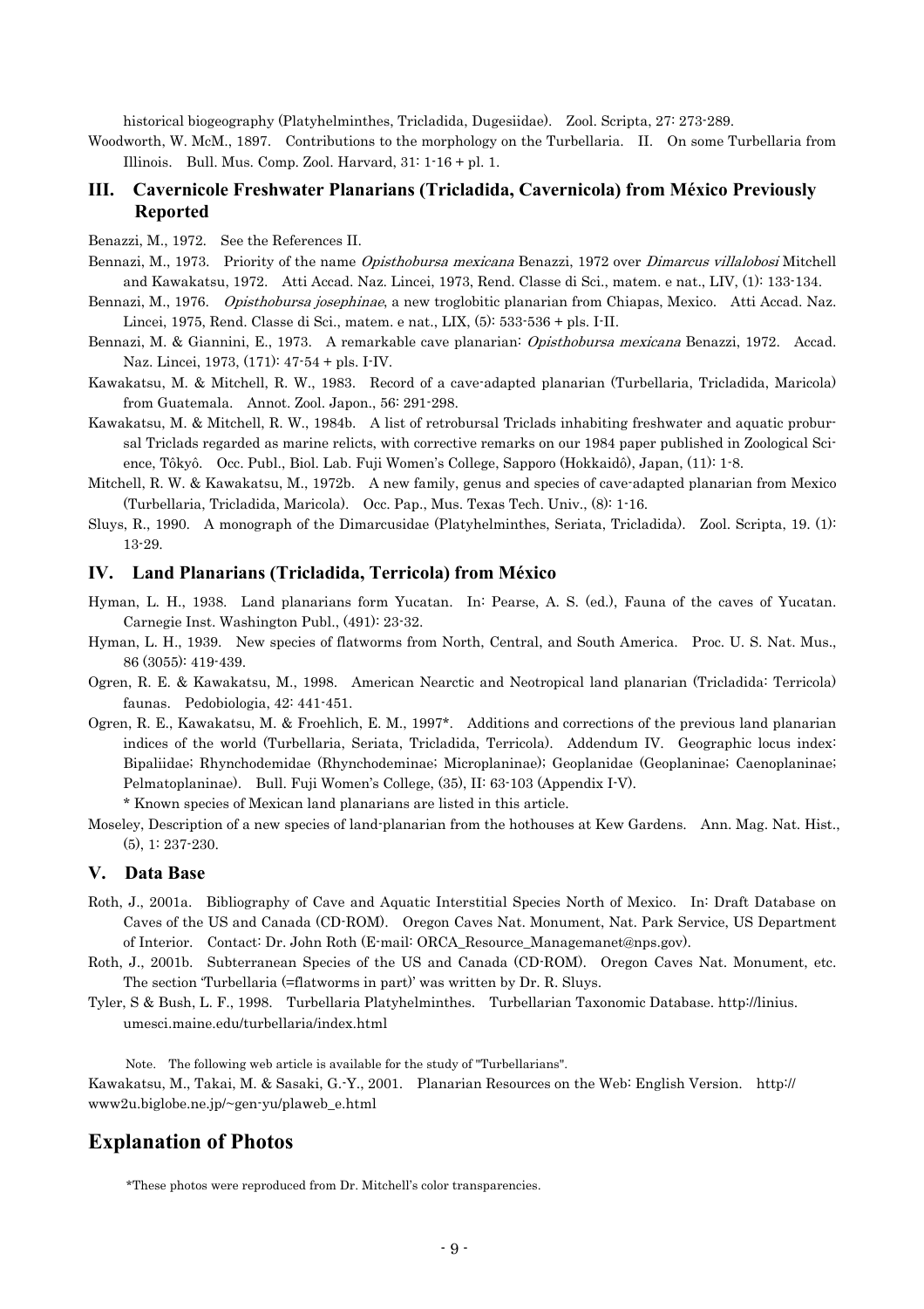historical biogeography (Platyhelminthes, Tricladida, Dugesiidae). Zool. Scripta, 27: 273-289.

Woodworth, W. McM., 1897. Contributions to the morphology on the Turbellaria. II. On some Turbellaria from Illinois. Bull. Mus. Comp. Zool. Harvard, 31: 1-16 + pl. 1.

## III. Cavernicole Freshwater Planarians (Tricladida, Cavernicola) from México Previously Reported

Benazzi, M., 1972. See the References II.

Bennazi, M., 1973. Priority of the name *Opisthobursa mexicana* Benazzi, 1972 over *Dimarcus villalobosi* Mitchell and Kawakatsu, 1972. Atti Accad. Naz. Lincei, 1973, Rend. Classe di Sci., matem. e nat., LIV, (1): 133-134.

Bennazi, M., 1976. *Opisthobursa josephinae*, a new troglobitic planarian from Chiapas, Mexico. Atti Accad. Naz. Lincei, 1975, Rend. Classe di Sci., matem. e nat., LIX, (5): 533-536 + pls. I-II.

Bennazi, M. & Giannini, E., 1973. A remarkable cave planarian: *Opisthobursa mexicana* Benazzi, 1972. Accad. Naz. Lincei, 1973, (171): 47-54 + pls. I-IV.

Kawakatsu, M. & Mitchell, R. W., 1983. Record of a cave-adapted planarian (Turbellaria, Tricladida, Maricola) from Guatemala. Annot. Zool. Japon., 56: 291-298.

Kawakatsu, M. & Mitchell, R. W., 1984b. A list of retrobursal Triclads inhabiting freshwater and aquatic probursal Triclads regarded as marine relicts, with corrective remarks on our 1984 paper published in Zoological Science, Tôkyô. Occ. Publ., Biol. Lab. Fuji Women's College, Sapporo (Hokkaidô), Japan, (11): 1-8.

Mitchell, R. W. & Kawakatsu, M., 1972b. A new family, genus and species of cave-adapted planarian from Mexico (Turbellaria, Tricladida, Maricola). Occ. Pap., Mus. Texas Tech. Univ., (8): 1-16.

Sluys, R., 1990. A monograph of the Dimarcusidae (Platyhelminthes, Seriata, Tricladida). Zool. Scripta, 19. (1): 13-29.

## IV. Land Planarians (Tricladida, Terricola) from México

Hyman, L. H., 1938. Land planarians form Yucatan. In: Pearse, A. S. (ed.), Fauna of the caves of Yucatan. Carnegie Inst. Washington Publ., (491): 23-32.

Hyman, L. H., 1939. New species of flatworms from North, Central, and South America. Proc. U. S. Nat. Mus., 86 (3055): 419-439.

Ogren, R. E. & Kawakatsu, M., 1998. American Nearctic and Neotropical land planarian (Tricladida: Terricola) faunas. Pedobiologia, 42: 441-451.

Ogren, R. E., Kawakatsu, M. & Froehlich, E. M., 1997*. Additions and corrections of the previous land planarian indices of the world (Turbellaria, Seriata, Tricladida, Terricola). Addendum IV. Geographic locus index: Bipaliidae; Rhynchodemidae (Rhynchodeminae; Microplaninae); Geoplanidae (Geoplaninae; Caenoplaninae; Pelmatoplaninae). Bull. Fuji Women's College, (35), II: 63-103 (Appendix I-V).

\* Known species of Mexican land planarians are listed in this article.

Moseley, Description of a new species of land-planarian from the hothouses at Kew Gardens. Ann. Mag. Nat. Hist., (5), 1: 237-230.

## V. Data Base

Roth, J., 2001a. Bibliography of Cave and Aquatic Interstitial Species North of Mexico. In: Draft Database on Caves of the US and Canada (CD-ROM). Oregon Caves Nat. Monument, Nat. Park Service, US Department of Interior. Contact: Dr. John Roth (E-mail: ORCA_Resource_Managemanet@nps.gov).

Roth, J., 2001b. Subterranean Species of the US and Canada (CD-ROM). Oregon Caves Nat. Monument, etc. The section 'Turbellaria (=flatworms in part)' was written by Dr. R. Sluys.

Tyler, S & Bush, L. F., 1998. Turbellaria Platyhelminthes. Turbellarian Taxonomic Database. http://linius.umesci.maine.edu/turbellaria/index.html

Note. The following web article is available for the study of "Turbellarians".

Kawakatsu, M., Takai, M. & Sasaki, G.-Y., 2001. Planarian Resources on the Web: English Version. http://www2u.biglobe.ne.jp/~gen-yu/plaweb_e.html

# Explanation of Photos

\*These photos were reproduced from Dr. Mitchell's color transparencies.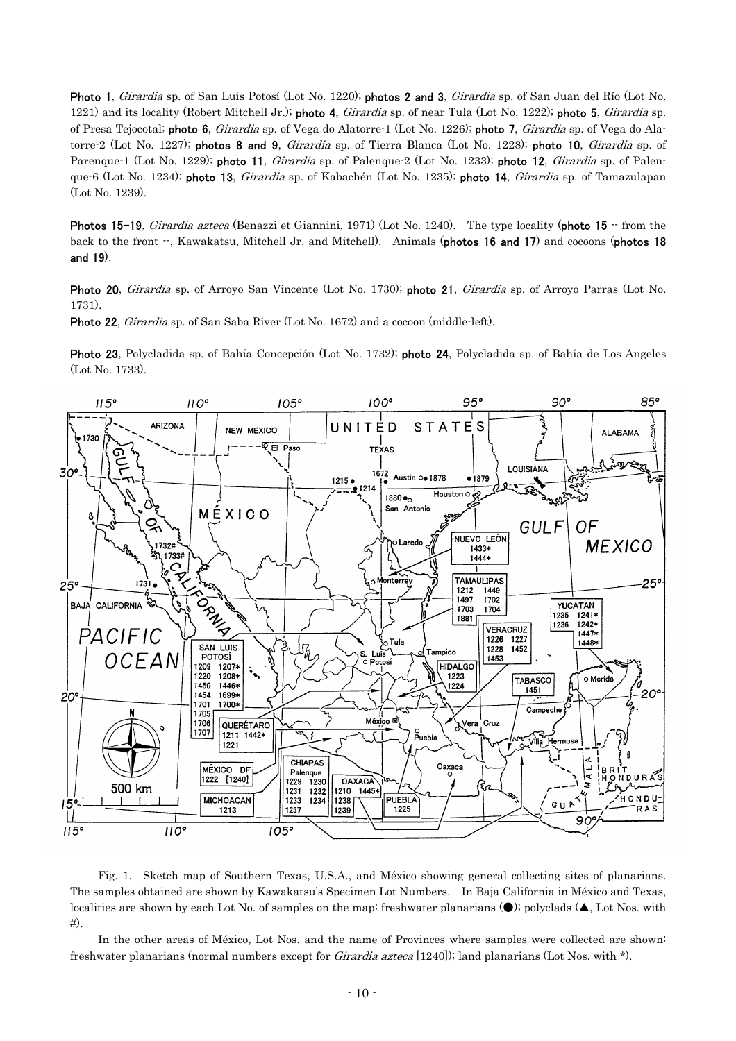**Photo 1**, *Girardia* sp. of San Luis Potosí (Lot No. 1220); **photos 2 and 3**, *Girardia* sp. of San Juan del Río (Lot No. 1221) and its locality (Robert Mitchell Jr.); **photo 4**, *Girardia* sp. of near Tula (Lot No. 1222); **photo 5**, *Girardia* sp. of Presa Tejocotal; **photo 6**, *Girardia* sp. of Vega do Alatorre-1 (Lot No. 1226); **photo 7**, *Girardia* sp. of Vega do Alatorre-2 (Lot No. 1227); **photos 8 and 9**, *Girardia* sp. of Tierra Blanca (Lot No. 1228); **photo 10**, *Girardia* sp. of Parenque-1 (Lot No. 1229); **photo 11**, *Girardia* sp. of Palenque-2 (Lot No. 1233); **photo 12**, *Girardia* sp. of Palenque-6 (Lot No. 1234); **photo 13**, *Girardia* sp. of Kabachén (Lot No. 1235); **photo 14**, *Girardia* sp. of Tamazulapan (Lot No. 1239).

**Photos 15–19**, *Girardia azteca* (Benazzi et Giannini, 1971) (Lot No. 1240). The type locality (**photo 15** -- from the back to the front --, Kawakatsu, Mitchell Jr. and Mitchell). Animals (**photos 16 and 17**) and cocoons (**photos 18 and 19**).

**Photo 20**, *Girardia* sp. of Arroyo San Vincente (Lot No. 1730); **photo 21**, *Girardia* sp. of Arroyo Parras (Lot No. 1731).

**Photo 22**, *Girardia* sp. of San Saba River (Lot No. 1672) and a cocoon (middle-left).

**Photo 23**, Polycladida sp. of Bahía Concepción (Lot No. 1732); **photo 24**, Polycladida sp. of Bahía de Los Angeles (Lot No. 1733).

115° 110° 105° 100° 95° 90° 85°

ARIZONA
NEW MEXICO
UNITED STATES
ALABAMA
1730
El Paso
TEXAS
GULF OF CALIFORNIA
30°
1215
1672
Austin 1878
1879
LOUISIANA
1214
Houston
1880
San Antonio
MÉXICO
GULF OF MEXICO
Laredo
NUEVO LEÓN
1433*
1444*
1732#
1733#
25°
1731
Monterrey
TAMAULIPAS
1212 1449
1497 1702
1703 1704
1881
BAJA CALIFORNIA
YUCATAN
1235 1241*
1236 1242*
1447*
1448*
PACIFIC OCEAN
VERACRUZ
1226 1227
1228 1452
1453
Tula
SAN LUIS POTOSÍ
1209 1207*
1220 1208*
1450 1446*
1454 1699*
1701 1700*
1705
1706
1707
S. Luis Potosí
Tampico
HIDALGO
1223
1224
TABASCO
1451
Merida
20°
Campeche
N
QUERÉTARO
1211 1442*
1221
México
Puebla
Vera Cruz
Villa Hermosa
MÉXICO DF
1222 [1240]
CHIAPAS
Palenque
1229 1230
1231 1232
1233 1234
1237
OAXACA
1210 1445*
1238
1239
Oaxaca
GUATEMALA
BRIT. HONDURAS
HONDURAS
500 km
15°
MICHOACAN
1213
PUEBLA
1225
90°
115° 110° 105°

Fig. 1. Sketch map of Southern Texas, U.S.A., and México showing general collecting sites of planarians. The samples obtained are shown by Kawakatsu's Specimen Lot Numbers. In Baja California in México and Texas, localities are shown by each Lot No. of samples on the map: freshwater planarians (●); polyclads (▲, Lot Nos. with #).

In the other areas of México, Lot Nos. and the name of Provinces where samples were collected are shown: freshwater planarians (normal numbers except for *Girardia azteca* [1240]); land planarians (Lot Nos. with *).